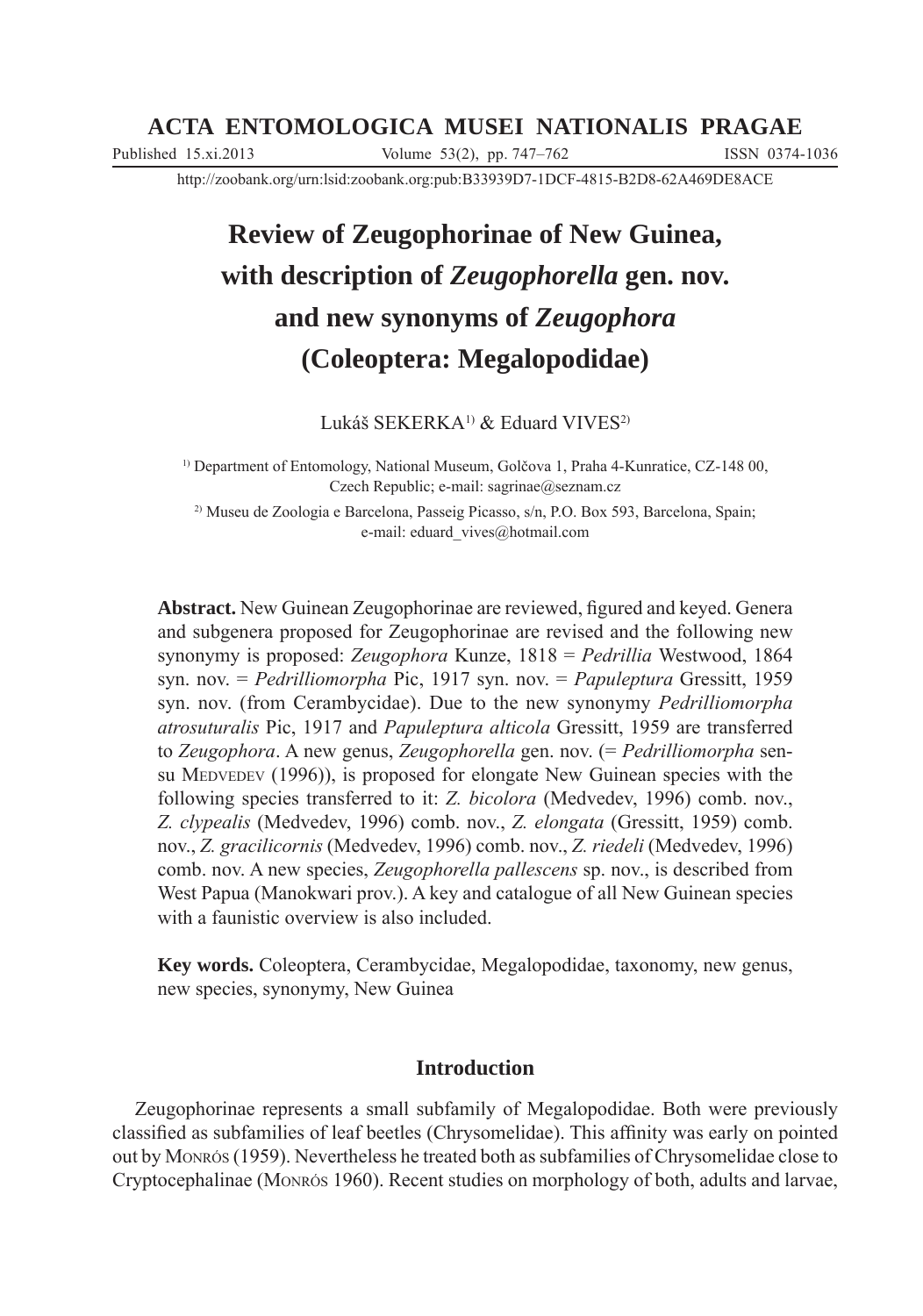# ACTA ENTOMOLOGICA MUSEI NATIONALIS PRAGAE

Published 15.xi.2013 Volume 53(2), pp. 747–762 ISSN 0374-1036

http://zoobank.org/urn:lsid:zoobank.org:pub:B33939D7-1DCF-4815-B2D8-62A469DE8ACE

# Review of Zeugophorinae of New Guinea, with description of *Zeugophorella* gen. nov. and new synonyms of *Zeugophora* (Coleoptera: Megalopodidae)

Lukáš SEKERKA[1] & Eduard VIVES[2]

[1] Department of Entomology, National Museum, Golčova 1, Praha 4-Kunratice, CZ-148 00, Czech Republic; e-mail: sagrinae@seznam.cz

[2] Museu de Zoologia e Barcelona, Passeig Picasso, s/n, P.O. Box 593, Barcelona, Spain; e-mail: eduard_vives@hotmail.com

**Abstract.** New Guinean Zeugophorinae are reviewed, figured and keyed. Genera and subgenera proposed for Zeugophorinae are revised and the following new synonymy is proposed: *Zeugophora* Kunze, 1818 = *Pedrillia* Westwood, 1864 syn. nov. = *Pedrilliomorpha* Pic, 1917 syn. nov. = *Papuleptura* Gressitt, 1959 syn. nov. (from Cerambycidae). Due to the new synonymy *Pedrilliomorpha atrosuturalis* Pic, 1917 and *Papuleptura alticola* Gressitt, 1959 are transferred to *Zeugophora*. A new genus, *Zeugophorella* gen. nov. (= *Pedrilliomorpha* sensu MEDVEDEV (1996)), is proposed for elongate New Guinean species with the following species transferred to it: *Z. bicolora* (Medvedev, 1996) comb. nov., *Z. clypealis* (Medvedev, 1996) comb. nov., *Z. elongata* (Gressitt, 1959) comb. nov., *Z. gracilicornis* (Medvedev, 1996) comb. nov., *Z. riedeli* (Medvedev, 1996) comb. nov. A new species, *Zeugophorella pallescens* sp. nov., is described from West Papua (Manokwari prov.). A key and catalogue of all New Guinean species with a faunistic overview is also included.

**Key words.** Coleoptera, Cerambycidae, Megalopodidae, taxonomy, new genus, new species, synonymy, New Guinea

## Introduction

Zeugophorinae represents a small subfamily of Megalopodidae. Both were previously classified as subfamilies of leaf beetles (Chrysomelidae). This affinity was early on pointed out by MONRÓS (1959). Nevertheless he treated both as subfamilies of Chrysomelidae close to Cryptocephalinae (MONRÓS 1960). Recent studies on morphology of both, adults and larvae,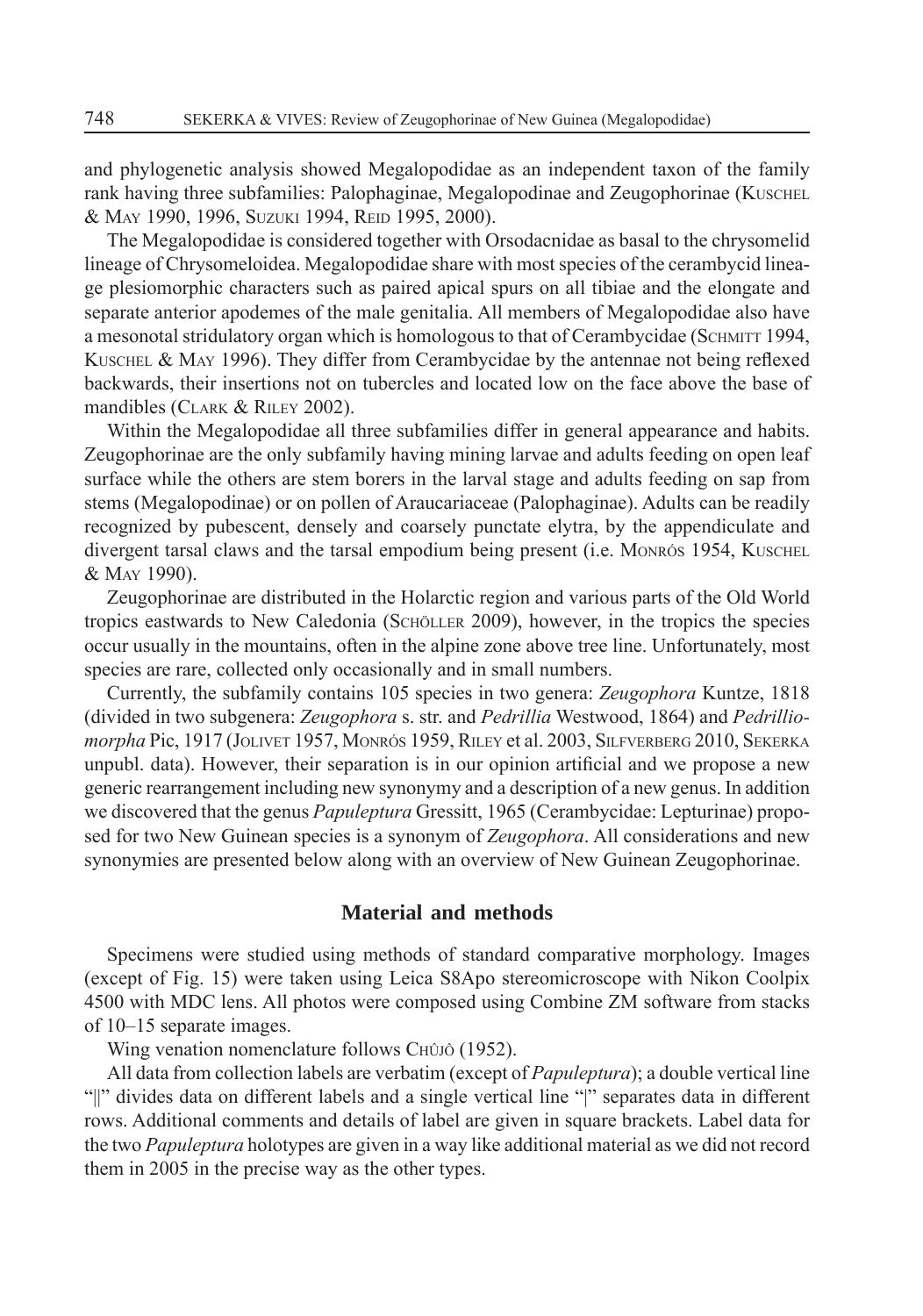and phylogenetic analysis showed Megalopodidae as an independent taxon of the family rank having three subfamilies: Palophaginae, Megalopodinae and Zeugophorinae (Kuschel & May 1990, 1996, Suzuki 1994, Reid 1995, 2000).

The Megalopodidae is considered together with Orsodacnidae as basal to the chrysomelid lineage of Chrysomeloidea. Megalopodidae share with most species of the cerambycid lineage plesiomorphic characters such as paired apical spurs on all tibiae and the elongate and separate anterior apodemes of the male genitalia. All members of Megalopodidae also have a mesonotal stridulatory organ which is homologous to that of Cerambycidae (Schmitt 1994, Kuschel & May 1996). They differ from Cerambycidae by the antennae not being reflexed backwards, their insertions not on tubercles and located low on the face above the base of mandibles (Clark & Riley 2002).

Within the Megalopodidae all three subfamilies differ in general appearance and habits. Zeugophorinae are the only subfamily having mining larvae and adults feeding on open leaf surface while the others are stem borers in the larval stage and adults feeding on sap from stems (Megalopodinae) or on pollen of Araucariaceae (Palophaginae). Adults can be readily recognized by pubescent, densely and coarsely punctate elytra, by the appendiculate and divergent tarsal claws and the tarsal empodium being present (i.e. Monrós 1954, Kuschel & May 1990).

Zeugophorinae are distributed in the Holarctic region and various parts of the Old World tropics eastwards to New Caledonia (Schöller 2009), however, in the tropics the species occur usually in the mountains, often in the alpine zone above tree line. Unfortunately, most species are rare, collected only occasionally and in small numbers.

Currently, the subfamily contains 105 species in two genera: *Zeugophora* Kuntze, 1818 (divided in two subgenera: *Zeugophora* s. str. and *Pedrillia* Westwood, 1864) and *Pedrilliomorpha* Pic, 1917 (Jolivet 1957, Monrós 1959, Riley et al. 2003, Silfverberg 2010, Sekerka unpubl. data). However, their separation is in our opinion artificial and we propose a new generic rearrangement including new synonymy and a description of a new genus. In addition we discovered that the genus *Papuleptura* Gressitt, 1965 (Cerambycidae: Lepturinae) proposed for two New Guinean species is a synonym of *Zeugophora*. All considerations and new synonymies are presented below along with an overview of New Guinean Zeugophorinae.

## Material and methods

Specimens were studied using methods of standard comparative morphology. Images (except of Fig. 15) were taken using Leica S8Apo stereomicroscope with Nikon Coolpix 4500 with MDC lens. All photos were composed using Combine ZM software from stacks of 10–15 separate images.

Wing venation nomenclature follows Chûjô (1952).

All data from collection labels are verbatim (except of *Papuleptura*); a double vertical line "||" divides data on different labels and a single vertical line "|" separates data in different rows. Additional comments and details of label are given in square brackets. Label data for the two *Papuleptura* holotypes are given in a way like additional material as we did not record them in 2005 in the precise way as the other types.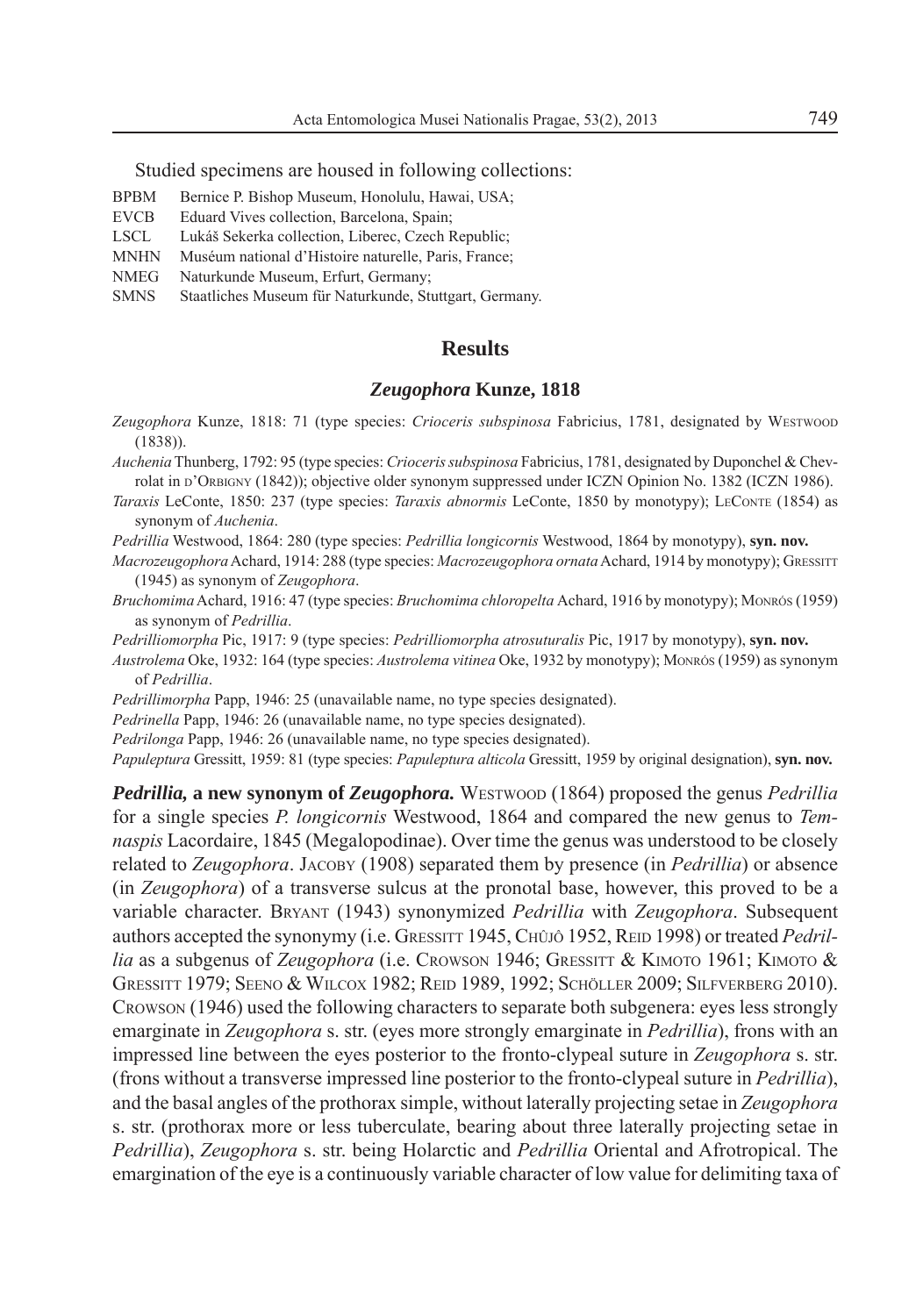Studied specimens are housed in following collections:

BPBM Bernice P. Bishop Museum, Honolulu, Hawai, USA;
EVCB Eduard Vives collection, Barcelona, Spain;
LSCL Lukáš Sekerka collection, Liberec, Czech Republic;
MNHN Muséum national d'Histoire naturelle, Paris, France;
NMEG Naturkunde Museum, Erfurt, Germany;
SMNS Staatliches Museum für Naturkunde, Stuttgart, Germany.

## Results

### *Zeugophora* Kunze, 1818

*Zeugophora* Kunze, 1818: 71 (type species: *Crioceris subspinosa* Fabricius, 1781, designated by Westwood (1838)).

*Auchenia* Thunberg, 1792: 95 (type species: *Crioceris subspinosa* Fabricius, 1781, designated by Duponchel & Chevrolat in d'Orbigny (1842)); objective older synonym suppressed under ICZN Opinion No. 1382 (ICZN 1986).

*Taraxis* LeConte, 1850: 237 (type species: *Taraxis abnormis* LeConte, 1850 by monotypy); LeConte (1854) as synonym of *Auchenia*.

*Pedrillia* Westwood, 1864: 280 (type species: *Pedrillia longicornis* Westwood, 1864 by monotypy), **syn. nov.**

*Macrozeugophora* Achard, 1914: 288 (type species: *Macrozeugophora ornata* Achard, 1914 by monotypy); Gressitt (1945) as synonym of *Zeugophora*.

*Bruchomima* Achard, 1916: 47 (type species: *Bruchomima chloropelta* Achard, 1916 by monotypy); Monrós (1959) as synonym of *Pedrillia*.

*Pedrilliomorpha* Pic, 1917: 9 (type species: *Pedrilliomorpha atrosuturalis* Pic, 1917 by monotypy), **syn. nov.**

*Austrolema* Oke, 1932: 164 (type species: *Austrolema vitinea* Oke, 1932 by monotypy); Monrós (1959) as synonym of *Pedrillia*.

*Pedrillimorpha* Papp, 1946: 25 (unavailable name, no type species designated).

*Pedrinella* Papp, 1946: 26 (unavailable name, no type species designated).

*Pedrilonga* Papp, 1946: 26 (unavailable name, no type species designated).

*Papuleptura* Gressitt, 1959: 81 (type species: *Papuleptura alticola* Gressitt, 1959 by original designation), **syn. nov.**

***Pedrillia*, a new synonym of *Zeugophora*.** Westwood (1864) proposed the genus *Pedrillia* for a single species *P. longicornis* Westwood, 1864 and compared the new genus to *Temnaspis* Lacordaire, 1845 (Megalopodinae). Over time the genus was understood to be closely related to *Zeugophora*. Jacoby (1908) separated them by presence (in *Pedrillia*) or absence (in *Zeugophora*) of a transverse sulcus at the pronotal base, however, this proved to be a variable character. Bryant (1943) synonymized *Pedrillia* with *Zeugophora*. Subsequent authors accepted the synonymy (i.e. Gressitt 1945, Chûjô 1952, Reid 1998) or treated *Pedrillia* as a subgenus of *Zeugophora* (i.e. Crowson 1946; Gressitt & Kimoto 1961; Kimoto & Gressitt 1979; Seeno & Wilcox 1982; Reid 1989, 1992; Schöller 2009; Silfverberg 2010). Crowson (1946) used the following characters to separate both subgenera: eyes less strongly emarginate in *Zeugophora* s. str. (eyes more strongly emarginate in *Pedrillia*), frons with an impressed line between the eyes posterior to the fronto-clypeal suture in *Zeugophora* s. str. (frons without a transverse impressed line posterior to the fronto-clypeal suture in *Pedrillia*), and the basal angles of the prothorax simple, without laterally projecting setae in *Zeugophora* s. str. (prothorax more or less tuberculate, bearing about three laterally projecting setae in *Pedrillia*), *Zeugophora* s. str. being Holarctic and *Pedrillia* Oriental and Afrotropical. The emargination of the eye is a continuously variable character of low value for delimiting taxa of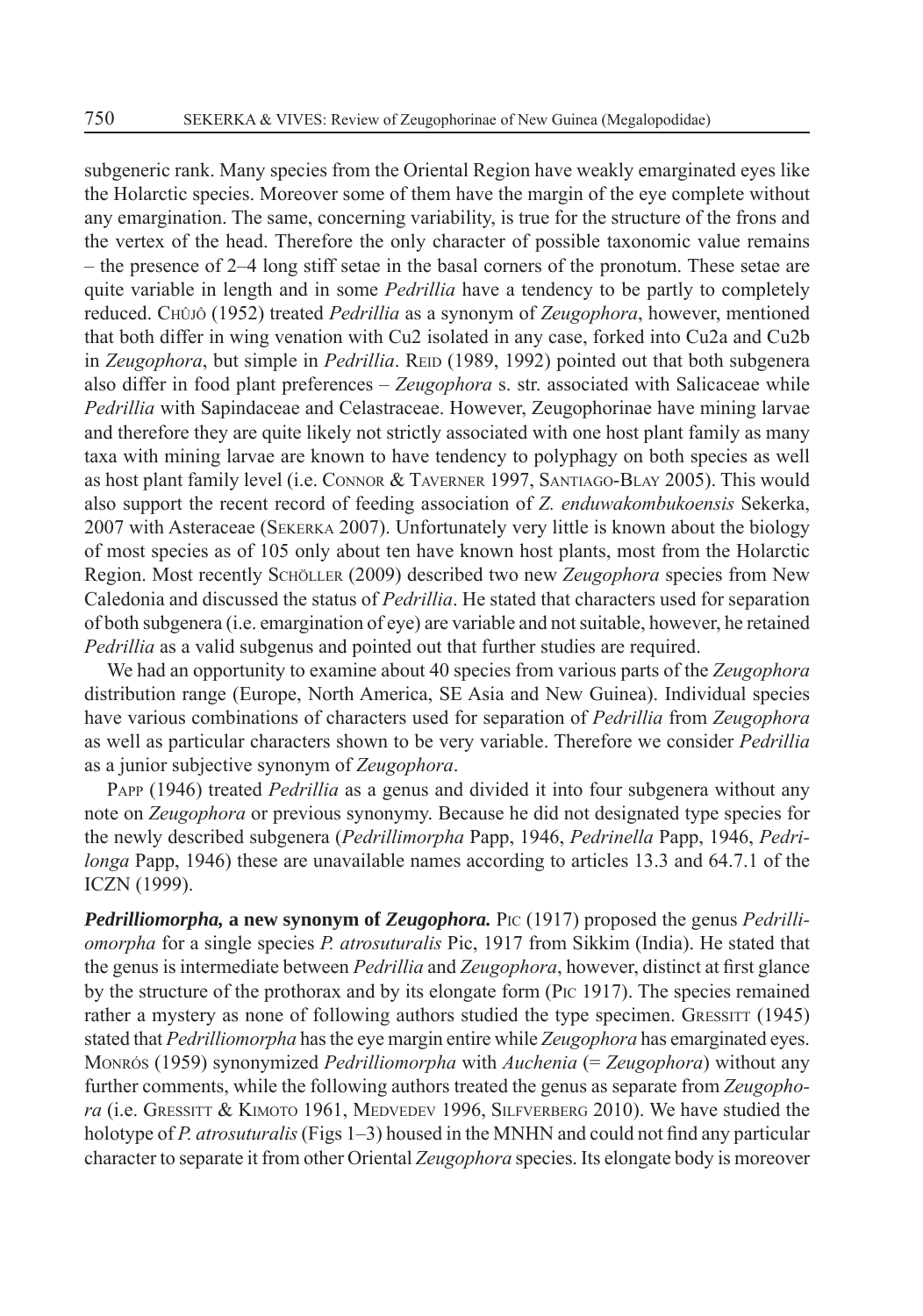subgeneric rank. Many species from the Oriental Region have weakly emarginated eyes like the Holarctic species. Moreover some of them have the margin of the eye complete without any emargination. The same, concerning variability, is true for the structure of the frons and the vertex of the head. Therefore the only character of possible taxonomic value remains – the presence of 2–4 long stiff setae in the basal corners of the pronotum. These setae are quite variable in length and in some *Pedrillia* have a tendency to be partly to completely reduced. Chûjô (1952) treated *Pedrillia* as a synonym of *Zeugophora*, however, mentioned that both differ in wing venation with Cu2 isolated in any case, forked into Cu2a and Cu2b in *Zeugophora*, but simple in *Pedrillia*. Reid (1989, 1992) pointed out that both subgenera also differ in food plant preferences – *Zeugophora* s. str. associated with Salicaceae while *Pedrillia* with Sapindaceae and Celastraceae. However, Zeugophorinae have mining larvae and therefore they are quite likely not strictly associated with one host plant family as many taxa with mining larvae are known to have tendency to polyphagy on both species as well as host plant family level (i.e. Connor & Taverner 1997, Santiago-Blay 2005). This would also support the recent record of feeding association of *Z. enduwakombukoensis* Sekerka, 2007 with Asteraceae (Sekerka 2007). Unfortunately very little is known about the biology of most species as of 105 only about ten have known host plants, most from the Holarctic Region. Most recently Schöller (2009) described two new *Zeugophora* species from New Caledonia and discussed the status of *Pedrillia*. He stated that characters used for separation of both subgenera (i.e. emargination of eye) are variable and not suitable, however, he retained *Pedrillia* as a valid subgenus and pointed out that further studies are required.

We had an opportunity to examine about 40 species from various parts of the *Zeugophora* distribution range (Europe, North America, SE Asia and New Guinea). Individual species have various combinations of characters used for separation of *Pedrillia* from *Zeugophora* as well as particular characters shown to be very variable. Therefore we consider *Pedrillia* as a junior subjective synonym of *Zeugophora*.

Papp (1946) treated *Pedrillia* as a genus and divided it into four subgenera without any note on *Zeugophora* or previous synonymy. Because he did not designated type species for the newly described subgenera (*Pedrillimorpha* Papp, 1946, *Pedrinella* Papp, 1946, *Pedrilonga* Papp, 1946) these are unavailable names according to articles 13.3 and 64.7.1 of the ICZN (1999).

***Pedrilliomorpha*, a new synonym of *Zeugophora*.** Pic (1917) proposed the genus *Pedrilliomorpha* for a single species *P. atrosuturalis* Pic, 1917 from Sikkim (India). He stated that the genus is intermediate between *Pedrillia* and *Zeugophora*, however, distinct at first glance by the structure of the prothorax and by its elongate form (Pic 1917). The species remained rather a mystery as none of following authors studied the type specimen. Gressitt (1945) stated that *Pedrilliomorpha* has the eye margin entire while *Zeugophora* has emarginated eyes. Monrós (1959) synonymized *Pedrilliomorpha* with *Auchenia* (= *Zeugophora*) without any further comments, while the following authors treated the genus as separate from *Zeugophora* (i.e. Gressitt & Kimoto 1961, Medvedev 1996, Silfverberg 2010). We have studied the holotype of *P. atrosuturalis* (Figs 1–3) housed in the MNHN and could not find any particular character to separate it from other Oriental *Zeugophora* species. Its elongate body is moreover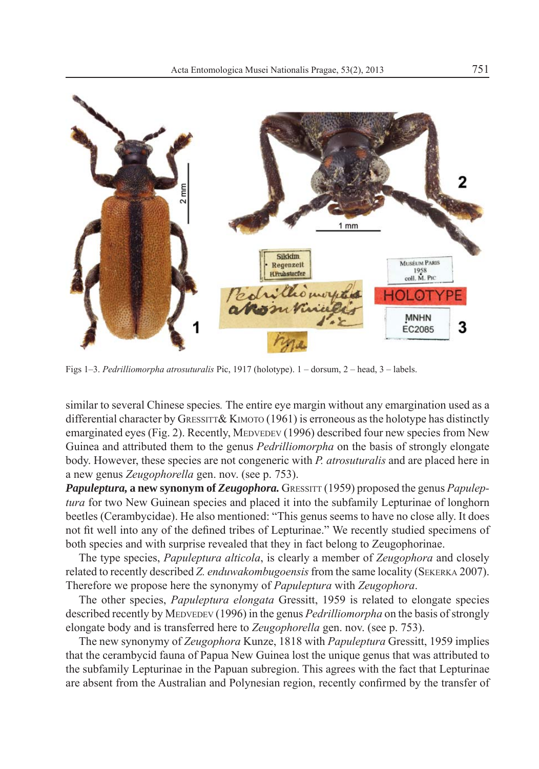Figs 1–3. *Pedrilliomorpha atrosuturalis* Pic, 1917 (holotype). 1 – dorsum, 2 – head, 3 – labels.

similar to several Chinese species. The entire eye margin without any emargination used as a differential character by Gressitt & Kimoto (1961) is erroneous as the holotype has distinctly emarginated eyes (Fig. 2). Recently, Medvedev (1996) described four new species from New Guinea and attributed them to the genus *Pedrilliomorpha* on the basis of strongly elongate body. However, these species are not congeneric with *P. atrosuturalis* and are placed here in a new genus *Zeugophorella* gen. nov. (see p. 753).

***Papuleptura*, a new synonym of *Zeugophora*.** Gressitt (1959) proposed the genus *Papuleptura* for two New Guinean species and placed it into the subfamily Lepturinae of longhorn beetles (Cerambycidae). He also mentioned: "This genus seems to have no close ally. It does not fit well into any of the defined tribes of Lepturinae." We recently studied specimens of both species and with surprise revealed that they in fact belong to Zeugophorinae.

The type species, *Papuleptura alticola*, is clearly a member of *Zeugophora* and closely related to recently described *Z. enduwakombugoensis* from the same locality (Sekerka 2007). Therefore we propose here the synonymy of *Papuleptura* with *Zeugophora*.

The other species, *Papuleptura elongata* Gressitt, 1959 is related to elongate species described recently by Medvedev (1996) in the genus *Pedrilliomorpha* on the basis of strongly elongate body and is transferred here to *Zeugophorella* gen. nov. (see p. 753).

The new synonymy of *Zeugophora* Kunze, 1818 with *Papuleptura* Gressitt, 1959 implies that the cerambycid fauna of Papua New Guinea lost the unique genus that was attributed to the subfamily Lepturinae in the Papuan subregion. This agrees with the fact that Lepturinae are absent from the Australian and Polynesian region, recently confirmed by the transfer of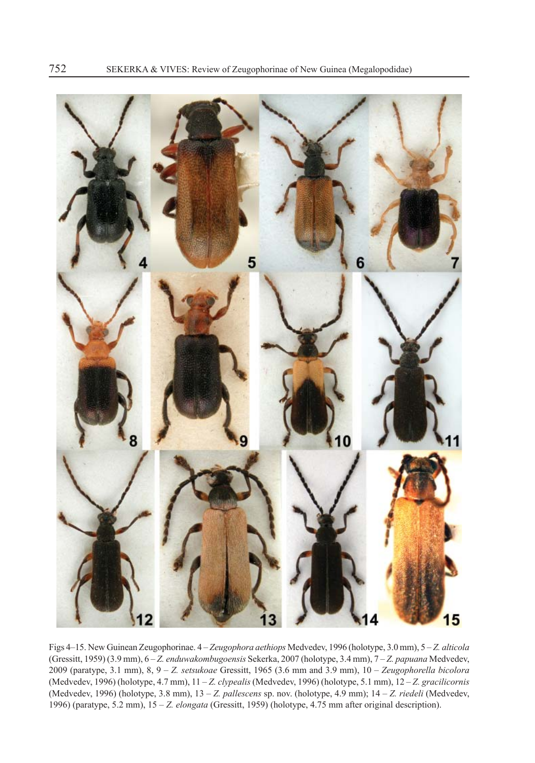Figs 4–15. New Guinean Zeugophorinae. 4 – *Zeugophora aethiops* Medvedev, 1996 (holotype, 3.0 mm), 5 – *Z. alticola* (Gressitt, 1959) (3.9 mm), 6 – *Z. enduwakombugoensis* Sekerka, 2007 (holotype, 3.4 mm), 7 – *Z. papuana* Medvedev, 2009 (paratype, 3.1 mm), 8, 9 – *Z. setsukoae* Gressitt, 1965 (3.6 mm and 3.9 mm), 10 – *Zeugophorella bicolora* (Medvedev, 1996) (holotype, 4.7 mm), 11 – *Z. clypealis* (Medvedev, 1996) (holotype, 5.1 mm), 12 – *Z. gracilicornis* (Medvedev, 1996) (holotype, 3.8 mm), 13 – *Z. pallescens* sp. nov. (holotype, 4.9 mm); 14 – *Z. riedeli* (Medvedev, 1996) (paratype, 5.2 mm), 15 – *Z. elongata* (Gressitt, 1959) (holotype, 4.75 mm after original description).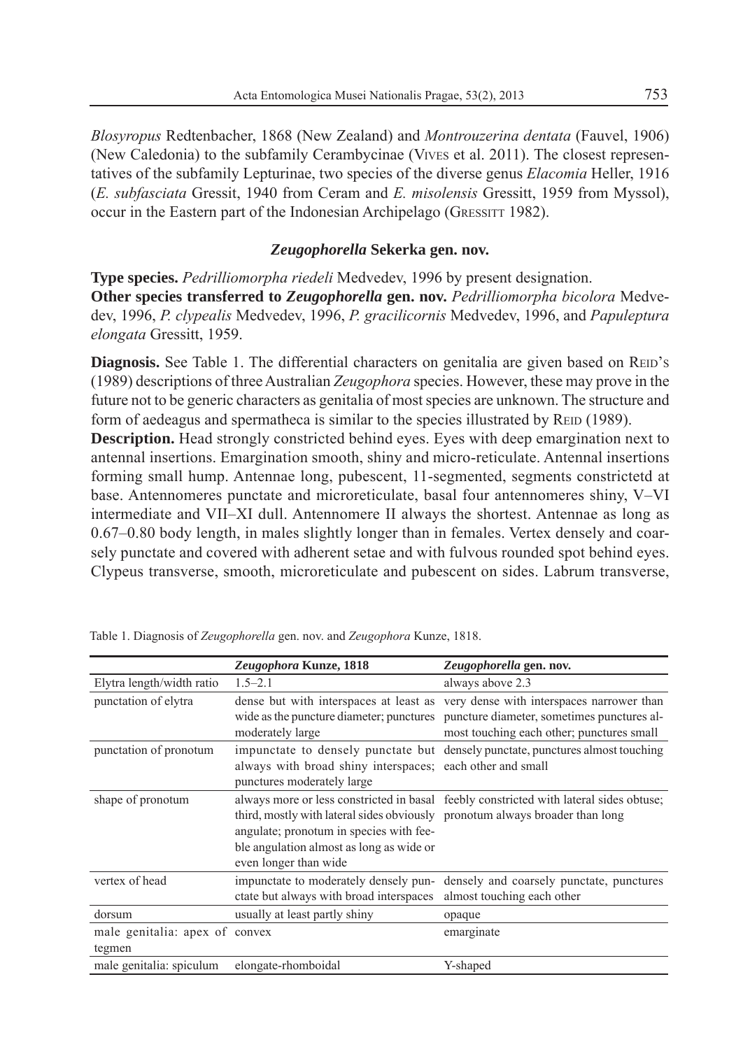*Blosyropus* Redtenbacher, 1868 (New Zealand) and *Montrouzerina dentata* (Fauvel, 1906) (New Caledonia) to the subfamily Cerambycinae (Vives et al. 2011). The closest representatives of the subfamily Lepturinae, two species of the diverse genus *Elacomia* Heller, 1916 (*E. subfasciata* Gressit, 1940 from Ceram and *E. misolensis* Gressitt, 1959 from Myssol), occur in the Eastern part of the Indonesian Archipelago (Gressitt 1982).

### *Zeugophorella* Sekerka gen. nov.

**Type species.** *Pedrilliomorpha riedeli* Medvedev, 1996 by present designation.

**Other species transferred to *Zeugophorella* gen. nov.** *Pedrilliomorpha bicolora* Medvedev, 1996, *P. clypealis* Medvedev, 1996, *P. gracilicornis* Medvedev, 1996, and *Papuleptura elongata* Gressitt, 1959.

**Diagnosis.** See Table 1. The differential characters on genitalia are given based on Reid's (1989) descriptions of three Australian *Zeugophora* species. However, these may prove in the future not to be generic characters as genitalia of most species are unknown. The structure and form of aedeagus and spermatheca is similar to the species illustrated by Reid (1989).

**Description.** Head strongly constricted behind eyes. Eyes with deep emargination next to antennal insertions. Emargination smooth, shiny and micro-reticulate. Antennal insertions forming small hump. Antennae long, pubescent, 11-segmented, segments constrictetd at base. Antennomeres punctate and microreticulate, basal four antennomeres shiny, V–VI intermediate and VII–XI dull. Antennomere II always the shortest. Antennae as long as 0.67–0.80 body length, in males slightly longer than in females. Vertex densely and coarsely punctate and covered with adherent setae and with fulvous rounded spot behind eyes. Clypeus transverse, smooth, microreticulate and pubescent on sides. Labrum transverse,

Table 1. Diagnosis of *Zeugophorella* gen. nov. and *Zeugophora* Kunze, 1818.

| | ***Zeugophora* Kunze, 1818** | ***Zeugophorella* gen. nov.** |
|---|---|---|
| Elytra length/width ratio | 1.5–2.1 | always above 2.3 |
| punctation of elytra | dense but with interspaces at least as wide as the puncture diameter; punctures moderately large | very dense with interspaces narrower than puncture diameter, sometimes punctures almost touching each other; punctures small |
| punctation of pronotum | impunctate to densely punctate but always with broad shiny interspaces; punctures moderately large | densely punctate, punctures almost touching each other and small |
| shape of pronotum | always more or less constricted in basal third, mostly with lateral sides obviously angulate; pronotum in species with feeble angulation almost as long as wide or even longer than wide | feebly constricted with lateral sides obtuse; pronotum always broader than long |
| vertex of head | impunctate to moderately densely punctate but always with broad interspaces | densely and coarsely punctate, punctures almost touching each other |
| dorsum | usually at least partly shiny | opaque |
| male genitalia: apex of tegmen | convex | emarginate |
| male genitalia: spiculum | elongate-rhomboidal | Y-shaped |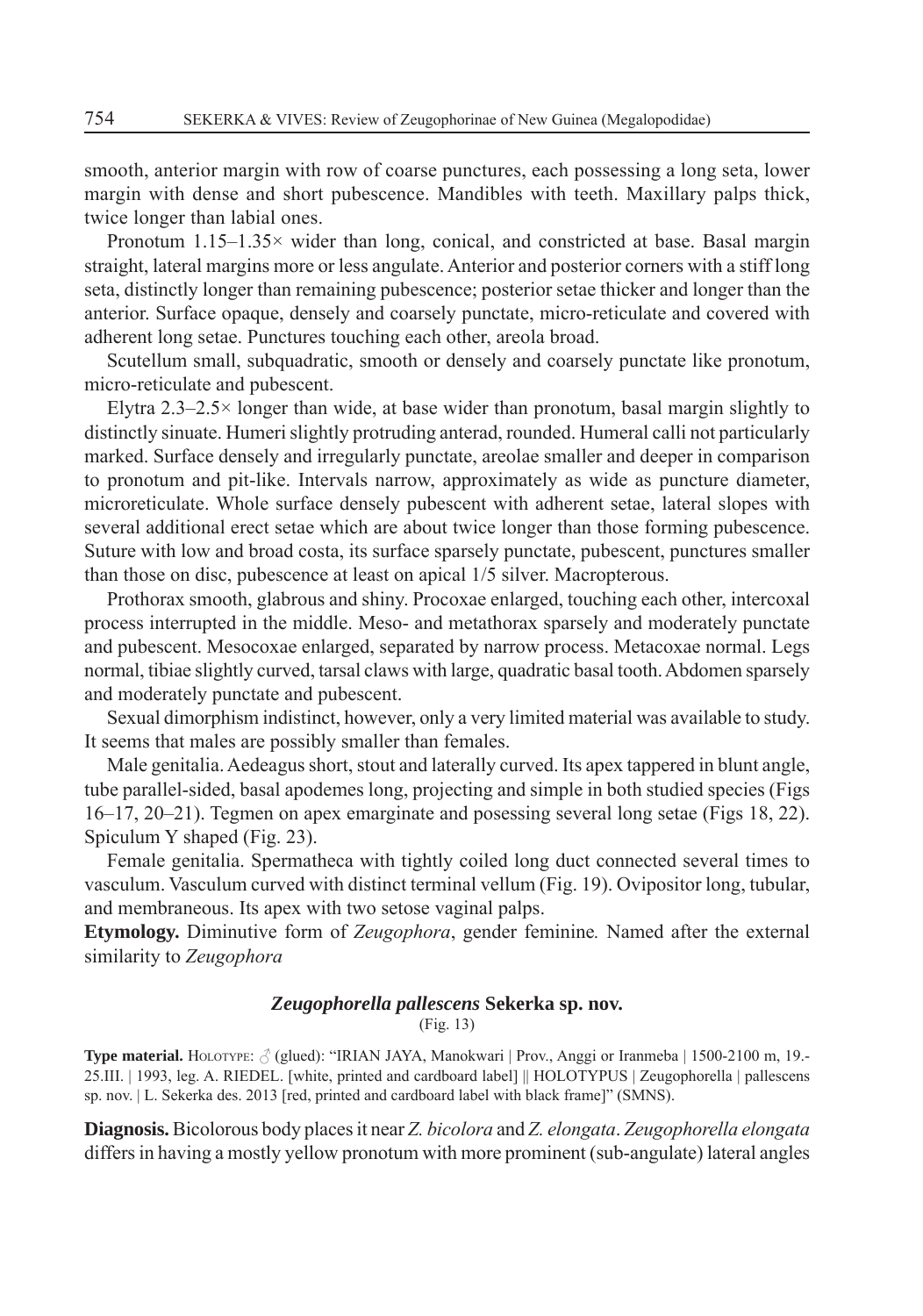smooth, anterior margin with row of coarse punctures, each possessing a long seta, lower margin with dense and short pubescence. Mandibles with teeth. Maxillary palps thick, twice longer than labial ones.

Pronotum 1.15–1.35× wider than long, conical, and constricted at base. Basal margin straight, lateral margins more or less angulate. Anterior and posterior corners with a stiff long seta, distinctly longer than remaining pubescence; posterior setae thicker and longer than the anterior. Surface opaque, densely and coarsely punctate, micro-reticulate and covered with adherent long setae. Punctures touching each other, areola broad.

Scutellum small, subquadratic, smooth or densely and coarsely punctate like pronotum, micro-reticulate and pubescent.

Elytra 2.3–2.5× longer than wide, at base wider than pronotum, basal margin slightly to distinctly sinuate. Humeri slightly protruding anterad, rounded. Humeral calli not particularly marked. Surface densely and irregularly punctate, areolae smaller and deeper in comparison to pronotum and pit-like. Intervals narrow, approximately as wide as puncture diameter, microreticulate. Whole surface densely pubescent with adherent setae, lateral slopes with several additional erect setae which are about twice longer than those forming pubescence. Suture with low and broad costa, its surface sparsely punctate, pubescent, punctures smaller than those on disc, pubescence at least on apical 1/5 silver. Macropterous.

Prothorax smooth, glabrous and shiny. Procoxae enlarged, touching each other, intercoxal process interrupted in the middle. Meso- and metathorax sparsely and moderately punctate and pubescent. Mesocoxae enlarged, separated by narrow process. Metacoxae normal. Legs normal, tibiae slightly curved, tarsal claws with large, quadratic basal tooth. Abdomen sparsely and moderately punctate and pubescent.

Sexual dimorphism indistinct, however, only a very limited material was available to study. It seems that males are possibly smaller than females.

Male genitalia. Aedeagus short, stout and laterally curved. Its apex tappered in blunt angle, tube parallel-sided, basal apodemes long, projecting and simple in both studied species (Figs 16–17, 20–21). Tegmen on apex emarginate and posessing several long setae (Figs 18, 22). Spiculum Y shaped (Fig. 23).

Female genitalia. Spermatheca with tightly coiled long duct connected several times to vasculum. Vasculum curved with distinct terminal vellum (Fig. 19). Ovipositor long, tubular, and membraneous. Its apex with two setose vaginal palps.

**Etymology.** Diminutive form of *Zeugophora*, gender feminine*.* Named after the external similarity to *Zeugophora*

### *Zeugophorella pallescens* Sekerka sp. nov.

(Fig. 13)

**Type material.** Holotype: ♂ (glued): "IRIAN JAYA, Manokwari | Prov., Anggi or Iranmeba | 1500-2100 m, 19.-25.III. | 1993, leg. A. Riedel. [white, printed and cardboard label] || HOLOTYPUS | Zeugophorella | pallescens sp. nov. | L. Sekerka des. 2013 [red, printed and cardboard label with black frame]" (SMNS).

**Diagnosis.** Bicolorous body places it near *Z. bicolora* and *Z. elongata*. *Zeugophorella elongata* differs in having a mostly yellow pronotum with more prominent (sub-angulate) lateral angles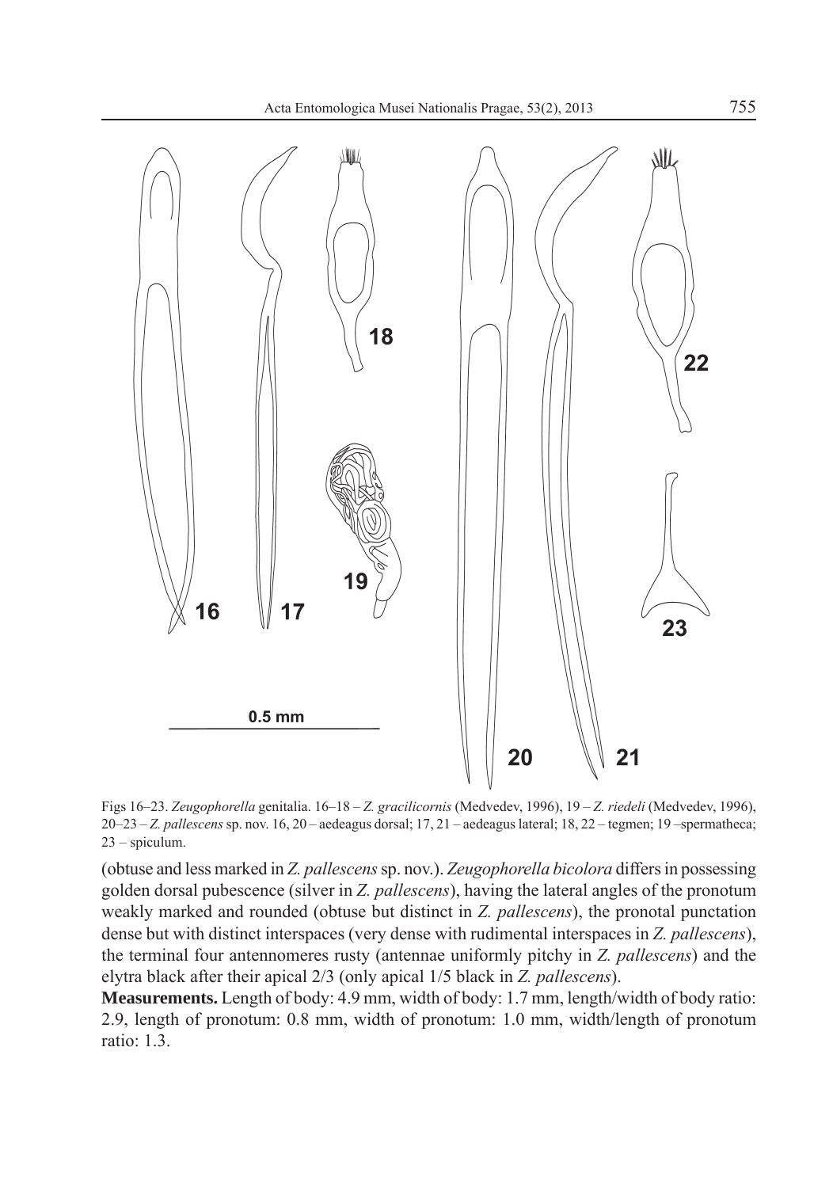Figs 16–23. *Zeugophorella* genitalia. 16–18 – *Z. gracilicornis* (Medvedev, 1996), 19 – *Z. riedeli* (Medvedev, 1996), 20–23 – *Z. pallescens* sp. nov. 16, 20 – aedeagus dorsal; 17, 21 – aedeagus lateral; 18, 22 – tegmen; 19 –spermatheca; 23 – spiculum.

(obtuse and less marked in *Z. pallescens* sp. nov.). *Zeugophorella bicolora* differs in possessing golden dorsal pubescence (silver in *Z. pallescens*), having the lateral angles of the pronotum weakly marked and rounded (obtuse but distinct in *Z. pallescens*), the pronotal punctation dense but with distinct interspaces (very dense with rudimental interspaces in *Z. pallescens*), the terminal four antennomeres rusty (antennae uniformly pitchy in *Z. pallescens*) and the elytra black after their apical 2/3 (only apical 1/5 black in *Z. pallescens*).

**Measurements.** Length of body: 4.9 mm, width of body: 1.7 mm, length/width of body ratio: 2.9, length of pronotum: 0.8 mm, width of pronotum: 1.0 mm, width/length of pronotum ratio: 1.3.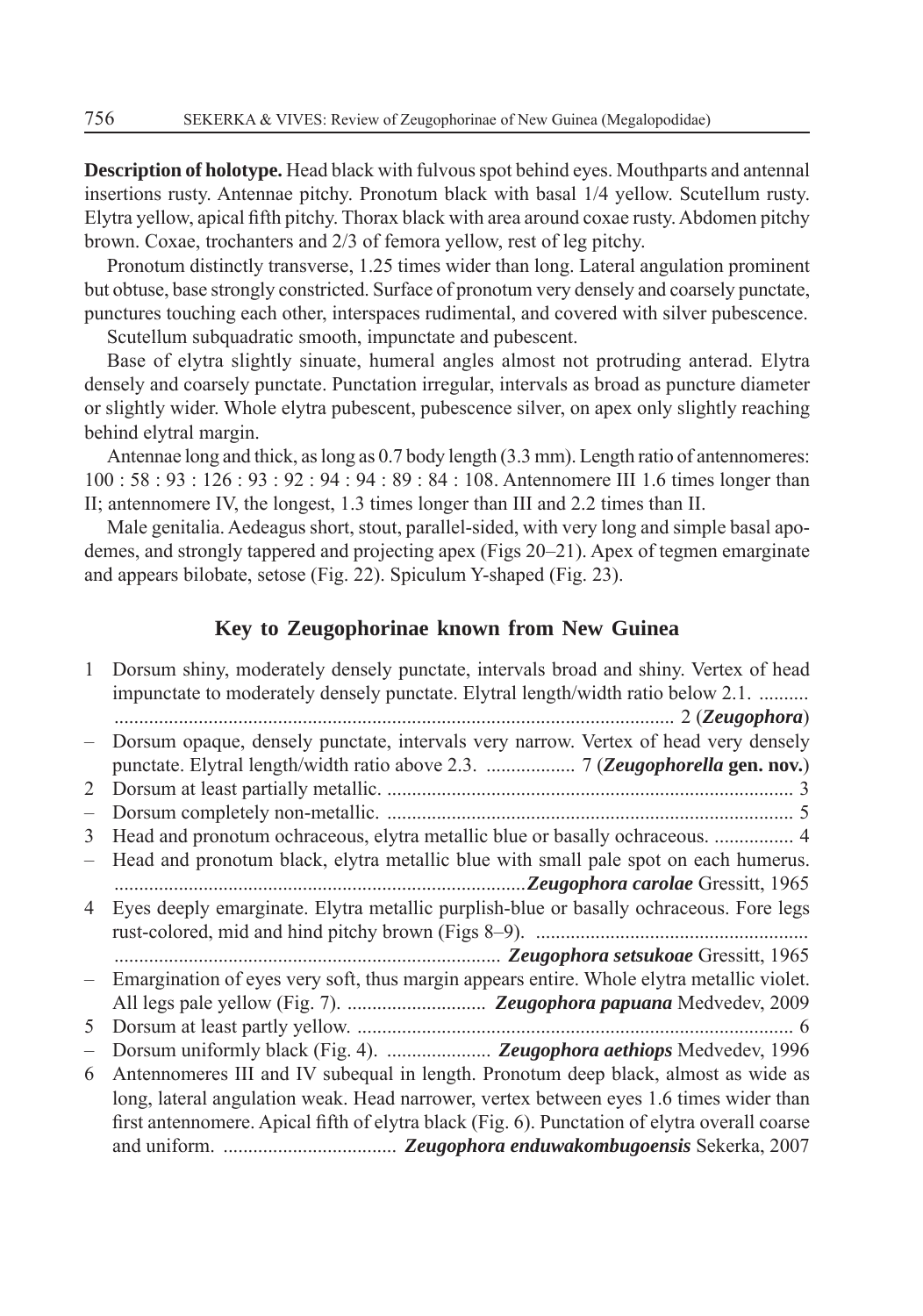**Description of holotype.** Head black with fulvous spot behind eyes. Mouthparts and antennal insertions rusty. Antennae pitchy. Pronotum black with basal 1/4 yellow. Scutellum rusty. Elytra yellow, apical fifth pitchy. Thorax black with area around coxae rusty. Abdomen pitchy brown. Coxae, trochanters and 2/3 of femora yellow, rest of leg pitchy.

Pronotum distinctly transverse, 1.25 times wider than long. Lateral angulation prominent but obtuse, base strongly constricted. Surface of pronotum very densely and coarsely punctate, punctures touching each other, interspaces rudimental, and covered with silver pubescence.

Scutellum subquadratic smooth, impunctate and pubescent.

Base of elytra slightly sinuate, humeral angles almost not protruding anterad. Elytra densely and coarsely punctate. Punctation irregular, intervals as broad as puncture diameter or slightly wider. Whole elytra pubescent, pubescence silver, on apex only slightly reaching behind elytral margin.

Antennae long and thick, as long as 0.7 body length (3.3 mm). Length ratio of antennomeres: 100 : 58 : 93 : 126 : 93 : 92 : 94 : 94 : 89 : 84 : 108. Antennomere III 1.6 times longer than II; antennomere IV, the longest, 1.3 times longer than III and 2.2 times than II.

Male genitalia. Aedeagus short, stout, parallel-sided, with very long and simple basal apodemes, and strongly tappered and projecting apex (Figs 20–21). Apex of tegmen emarginate and appears bilobate, setose (Fig. 22). Spiculum Y-shaped (Fig. 23).

## Key to Zeugophorinae known from New Guinea

1 Dorsum shiny, moderately densely punctate, intervals broad and shiny. Vertex of head impunctate to moderately densely punctate. Elytral length/width ratio below 2.1. .......... .................................................................................................... 2 (***Zeugophora***)

– Dorsum opaque, densely punctate, intervals very narrow. Vertex of head very densely punctate. Elytral length/width ratio above 2.3. .................. 7 (***Zeugophorella* gen. nov.**)

2 Dorsum at least partially metallic. .................................................................................. 3

– Dorsum completely non-metallic. .................................................................................. 5

3 Head and pronotum ochraceous, elytra metallic blue or basally ochraceous. ................ 4

– Head and pronotum black, elytra metallic blue with small pale spot on each humerus. ..................................................................................***Zeugophora carolae*** Gressitt, 1965

4 Eyes deeply emarginate. Elytra metallic purplish-blue or basally ochraceous. Fore legs rust-colored, mid and hind pitchy brown (Figs 8–9). ...................................................... ............................................................................ ***Zeugophora setsukoae*** Gressitt, 1965

– Emargination of eyes very soft, thus margin appears entire. Whole elytra metallic violet. All legs pale yellow (Fig. 7). ............................ ***Zeugophora papuana*** Medvedev, 2009

5 Dorsum at least partly yellow. ........................................................................................ 6

– Dorsum uniformly black (Fig. 4). ..................... ***Zeugophora aethiops*** Medvedev, 1996

6 Antennomeres III and IV subequal in length. Pronotum deep black, almost as wide as long, lateral angulation weak. Head narrower, vertex between eyes 1.6 times wider than first antennomere. Apical fifth of elytra black (Fig. 6). Punctation of elytra overall coarse and uniform. ................................... ***Zeugophora enduwakombugoensis*** Sekerka, 2007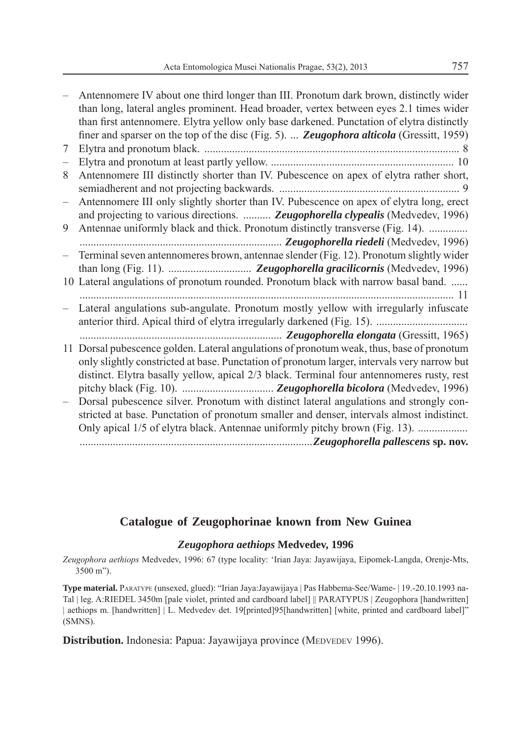– Antennomere IV about one third longer than III. Pronotum dark brown, distinctly wider than long, lateral angles prominent. Head broader, vertex between eyes 2.1 times wider than first antennomere. Elytra yellow only base darkened. Punctation of elytra distinctly finer and sparser on the top of the disc (Fig. 5). ... ***Zeugophora alticola*** (Gressitt, 1959)

7 Elytra and pronotum black. ........................................................................................... 8

– Elytra and pronotum at least partly yellow. ................................................................. 10

8 Antennomere III distinctly shorter than IV. Pubescence on apex of elytra rather short, semiadherent and not projecting backwards. ................................................................ 9

– Antennomere III only slightly shorter than IV. Pubescence on apex of elytra long, erect and projecting to various directions. .......... ***Zeugophorella clypealis*** (Medvedev, 1996)

9 Antennae uniformly black and thick. Pronotum distinctly transverse (Fig. 14). .............. ......................................................................... ***Zeugophorella riedeli*** (Medvedev, 1996)

– Terminal seven antennomeres brown, antennae slender (Fig. 12). Pronotum slightly wider than long (Fig. 11). .............................. ***Zeugophorella gracilicornis*** (Medvedev, 1996)

10 Lateral angulations of pronotum rounded. Pronotum black with narrow basal band. ...... ....................................................................................................................................... 11

– Lateral angulations sub-angulate. Pronotum mostly yellow with irregularly infuscate anterior third. Apical third of elytra irregularly darkened (Fig. 15). ................................. ......................................................................... ***Zeugophorella elongata*** (Gressitt, 1965)

11 Dorsal pubescence golden. Lateral angulations of pronotum weak, thus, base of pronotum only slightly constricted at base. Punctation of pronotum larger, intervals very narrow but distinct. Elytra basally yellow, apical 2/3 black. Terminal four antennomeres rusty, rest pitchy black (Fig. 10). ................................ ***Zeugophorella bicolora*** (Medvedev, 1996)

– Dorsal pubescence silver. Pronotum with distinct lateral angulations and strongly constricted at base. Punctation of pronotum smaller and denser, intervals almost indistinct. Only apical 1/5 of elytra black. Antennae uniformly pitchy brown (Fig. 13). .................. ....................................................................................***Zeugophorella pallescens* sp. nov.**

## Catalogue of Zeugophorinae known from New Guinea

### *Zeugophora aethiops* Medvedev, 1996

*Zeugophora aethiops* Medvedev, 1996: 67 (type locality: 'Irian Jaya: Jayawijaya, Eipomek-Langda, Orenje-Mts, 3500 m").

**Type material.** Paratype (unsexed, glued): "Irian Jaya:Jayawijaya | Pas Habbema-See/Wame- | 19.-20.10.1993 na-Tal | leg. A:RIEDEL 3450m [pale violet, printed and cardboard label] || PARATYPUS | Zeugophora [handwritten] | aethiops m. [handwritten] | L. Medvedev det. 19[printed]95[handwritten] [white, printed and cardboard label]" (SMNS).

**Distribution.** Indonesia: Papua: Jayawijaya province (Medvedev 1996).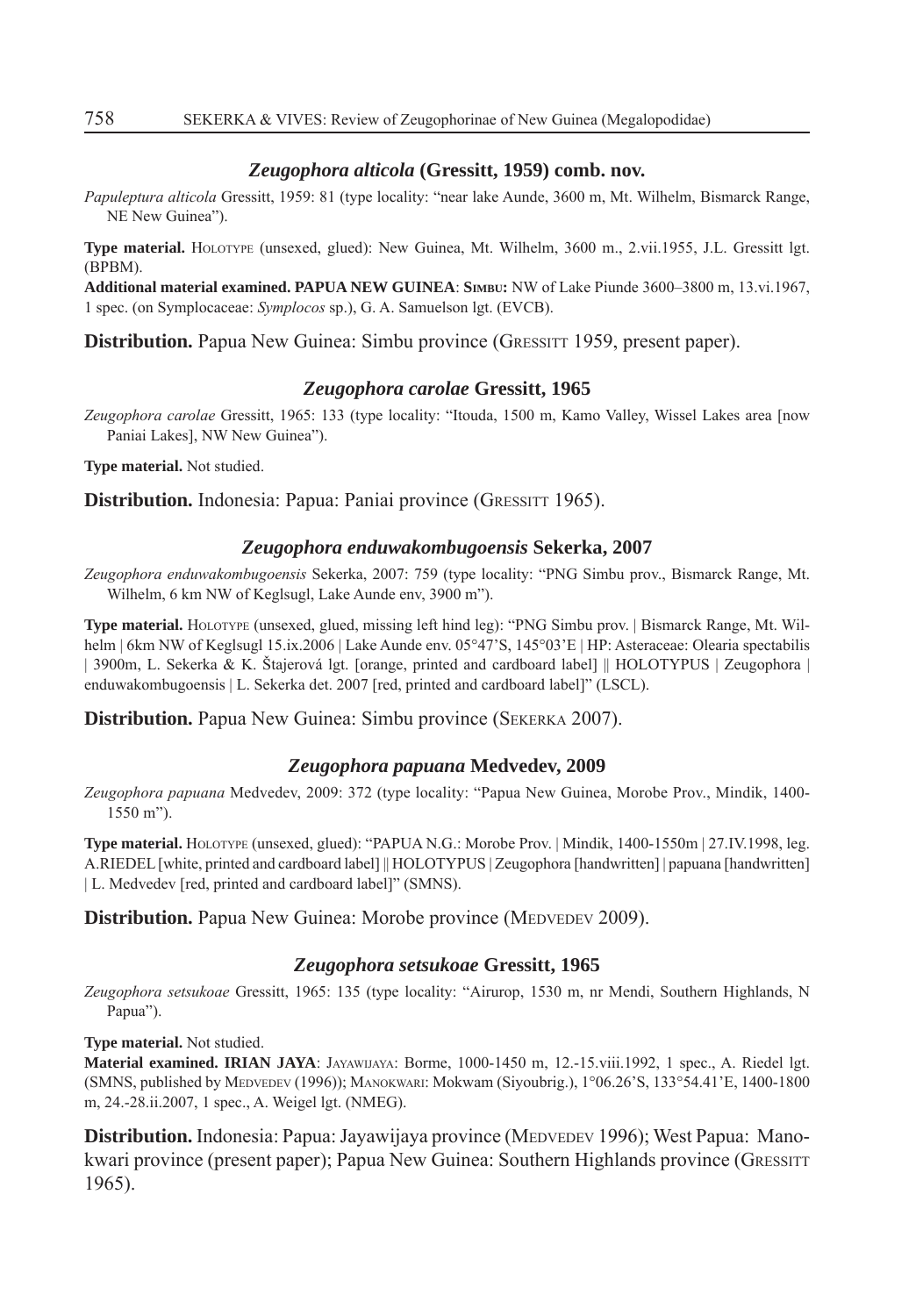### *Zeugophora alticola* (Gressitt, 1959) comb. nov.

*Papuleptura alticola* Gressitt, 1959: 81 (type locality: "near lake Aunde, 3600 m, Mt. Wilhelm, Bismarck Range, NE New Guinea").

**Type material.** Holotype (unsexed, glued): New Guinea, Mt. Wilhelm, 3600 m., 2.vii.1955, J.L. Gressitt lgt. (BPBM).
**Additional material examined. PAPUA NEW GUINEA**: **Simbu:** NW of Lake Piunde 3600–3800 m, 13.vi.1967, 1 spec. (on Symplocaceae: *Symplocos* sp.), G. A. Samuelson lgt. (EVCB).

**Distribution.** Papua New Guinea: Simbu province (Gressitt 1959, present paper).

### *Zeugophora carolae* Gressitt, 1965

*Zeugophora carolae* Gressitt, 1965: 133 (type locality: "Itouda, 1500 m, Kamo Valley, Wissel Lakes area [now Paniai Lakes], NW New Guinea").

**Type material.** Not studied.

**Distribution.** Indonesia: Papua: Paniai province (Gressitt 1965).

### *Zeugophora enduwakombugoensis* Sekerka, 2007

*Zeugophora enduwakombugoensis* Sekerka, 2007: 759 (type locality: "PNG Simbu prov., Bismarck Range, Mt. Wilhelm, 6 km NW of Keglsugl, Lake Aunde env, 3900 m").

**Type material.** Holotype (unsexed, glued, missing left hind leg): "PNG Simbu prov. | Bismarck Range, Mt. Wilhelm | 6km NW of Keglsugl 15.ix.2006 | Lake Aunde env. 05°47'S, 145°03'E | HP: Asteraceae: Olearia spectabilis | 3900m, L. Sekerka & K. Štajerová lgt. [orange, printed and cardboard label] || HOLOTYPUS | Zeugophora | enduwakombugoensis | L. Sekerka det. 2007 [red, printed and cardboard label]" (LSCL).

**Distribution.** Papua New Guinea: Simbu province (Sekerka 2007).

### *Zeugophora papuana* Medvedev, 2009

*Zeugophora papuana* Medvedev, 2009: 372 (type locality: "Papua New Guinea, Morobe Prov., Mindik, 1400-1550 m").

**Type material.** Holotype (unsexed, glued): "PAPUA N.G.: Morobe Prov. | Mindik, 1400-1550m | 27.IV.1998, leg. A.RIEDEL [white, printed and cardboard label] || HOLOTYPUS | Zeugophora [handwritten] | papuana [handwritten] | L. Medvedev [red, printed and cardboard label]" (SMNS).

**Distribution.** Papua New Guinea: Morobe province (Medvedev 2009).

### *Zeugophora setsukoae* Gressitt, 1965

*Zeugophora setsukoae* Gressitt, 1965: 135 (type locality: "Airurop, 1530 m, nr Mendi, Southern Highlands, N Papua").

**Type material.** Not studied.
**Material examined. IRIAN JAYA**: Jayawijaya: Borme, 1000-1450 m, 12.-15.viii.1992, 1 spec., A. Riedel lgt. (SMNS, published by Medvedev (1996)); Manokwari: Mokwam (Siyoubrig.), 1°06.26'S, 133°54.41'E, 1400-1800 m, 24.-28.ii.2007, 1 spec., A. Weigel lgt. (NMEG).

**Distribution.** Indonesia: Papua: Jayawijaya province (Medvedev 1996); West Papua: Manokwari province (present paper); Papua New Guinea: Southern Highlands province (Gressitt 1965).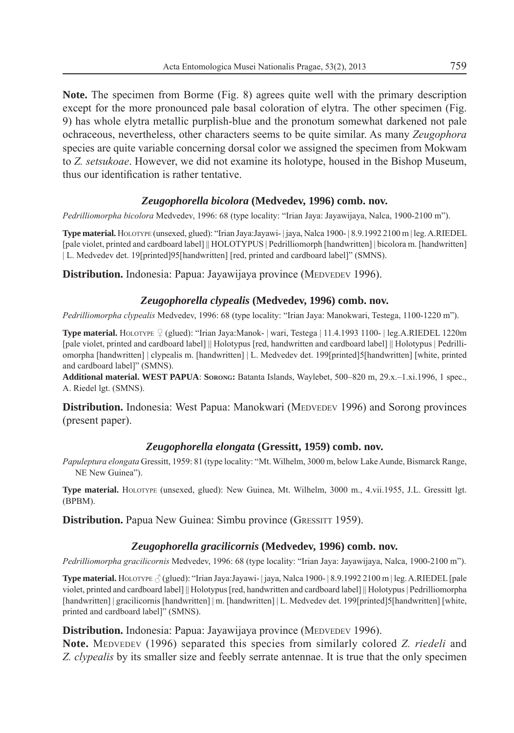**Note.** The specimen from Borme (Fig. 8) agrees quite well with the primary description except for the more pronounced pale basal coloration of elytra. The other specimen (Fig. 9) has whole elytra metallic purplish-blue and the pronotum somewhat darkened not pale ochraceous, nevertheless, other characters seems to be quite similar. As many *Zeugophora* species are quite variable concerning dorsal color we assigned the specimen from Mokwam to *Z. setsukoae*. However, we did not examine its holotype, housed in the Bishop Museum, thus our identification is rather tentative.

### *Zeugophorella bicolora* (Medvedev, 1996) comb. nov.

*Pedrilliomorpha bicolora* Medvedev, 1996: 68 (type locality: "Irian Jaya: Jayawijaya, Nalca, 1900-2100 m").

**Type material.** Holotype (unsexed, glued): "Irian Jaya:Jayawi- | jaya, Nalca 1900- | 8.9.1992 2100 m | leg. A.RIEDEL [pale violet, printed and cardboard label] || HOLOTYPUS | Pedrilliomorph [handwritten] | bicolora m. [handwritten] | L. Medvedev det. 19[printed]95[handwritten] [red, printed and cardboard label]" (SMNS).

**Distribution.** Indonesia: Papua: Jayawijaya province (Medvedev 1996).

### *Zeugophorella clypealis* (Medvedev, 1996) comb. nov.

*Pedrilliomorpha clypealis* Medvedev, 1996: 68 (type locality: "Irian Jaya: Manokwari, Testega, 1100-1220 m").

**Type material.** Holotype ♀ (glued): "Irian Jaya:Manok- | wari, Testega | 11.4.1993 1100- | leg.A.RIEDEL 1220m [pale violet, printed and cardboard label] || Holotypus [red, handwritten and cardboard label] || Holotypus | Pedrilliomorpha [handwritten] | clypealis m. [handwritten] | L. Medvedev det. 199[printed]5[handwritten] [white, printed and cardboard label]" (SMNS).

**Additional material. WEST PAPUA**: **Sorong:** Batanta Islands, Waylebet, 500–820 m, 29.x.–1.xi.1996, 1 spec., A. Riedel lgt. (SMNS).

**Distribution.** Indonesia: West Papua: Manokwari (Medvedev 1996) and Sorong provinces (present paper).

### *Zeugophorella elongata* (Gressitt, 1959) comb. nov.

*Papuleptura elongata* Gressitt, 1959: 81 (type locality: "Mt. Wilhelm, 3000 m, below Lake Aunde, Bismarck Range, NE New Guinea").

**Type material.** Holotype (unsexed, glued): New Guinea, Mt. Wilhelm, 3000 m., 4.vii.1955, J.L. Gressitt lgt. (BPBM).

**Distribution.** Papua New Guinea: Simbu province (Gressitt 1959).

### *Zeugophorella gracilicornis* (Medvedev, 1996) comb. nov.

*Pedrilliomorpha gracilicornis* Medvedev, 1996: 68 (type locality: "Irian Jaya: Jayawijaya, Nalca, 1900-2100 m").

**Type material.** Holotype ♂ (glued): "Irian Jaya:Jayawi- | jaya, Nalca 1900- | 8.9.1992 2100 m | leg. A.RIEDEL [pale violet, printed and cardboard label] || Holotypus [red, handwritten and cardboard label] || Holotypus | Pedrilliomorpha [handwritten] | gracilicornis [handwritten] | m. [handwritten] | L. Medvedev det. 199[printed]5[handwritten] [white, printed and cardboard label]" (SMNS).

**Distribution.** Indonesia: Papua: Jayawijaya province (Medvedev 1996).

**Note.** Medvedev (1996) separated this species from similarly colored *Z. riedeli* and *Z. clypealis* by its smaller size and feebly serrate antennae. It is true that the only specimen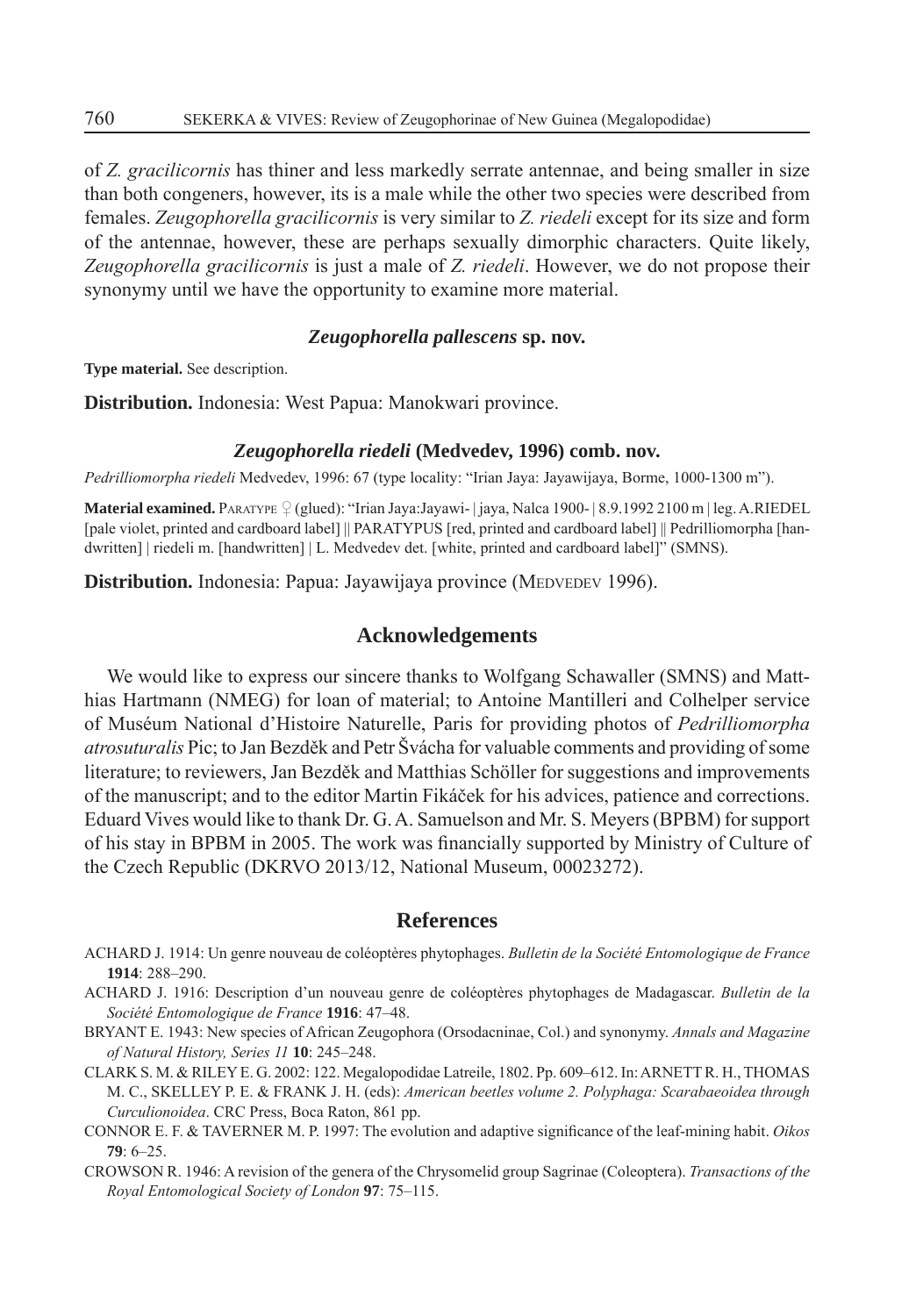of *Z. gracilicornis* has thiner and less markedly serrate antennae, and being smaller in size than both congeners, however, its is a male while the other two species were described from females. *Zeugophorella gracilicornis* is very similar to *Z. riedeli* except for its size and form of the antennae, however, these are perhaps sexually dimorphic characters. Quite likely, *Zeugophorella gracilicornis* is just a male of *Z. riedeli*. However, we do not propose their synonymy until we have the opportunity to examine more material.

### *Zeugophorella pallescens* sp. nov.

**Type material.** See description.

**Distribution.** Indonesia: West Papua: Manokwari province.

### *Zeugophorella riedeli* (Medvedev, 1996) comb. nov.

*Pedrilliomorpha riedeli* Medvedev, 1996: 67 (type locality: "Irian Jaya: Jayawijaya, Borme, 1000-1300 m").

**Material examined.** Paratype ♀ (glued): "Irian Jaya:Jayawi- | jaya, Nalca 1900- | 8.9.1992 2100 m | leg. A.RIEDEL [pale violet, printed and cardboard label] || PARATYPUS [red, printed and cardboard label] || Pedrilliomorpha [handwritten] | riedeli m. [handwritten] | L. Medvedev det. [white, printed and cardboard label]" (SMNS).

**Distribution.** Indonesia: Papua: Jayawijaya province (Medvedev 1996).

## Acknowledgements

We would like to express our sincere thanks to Wolfgang Schawaller (SMNS) and Matthias Hartmann (NMEG) for loan of material; to Antoine Mantilleri and Colhelper service of Muséum National d'Histoire Naturelle, Paris for providing photos of *Pedrilliomorpha atrosuturalis* Pic; to Jan Bezděk and Petr Švácha for valuable comments and providing of some literature; to reviewers, Jan Bezděk and Matthias Schöller for suggestions and improvements of the manuscript; and to the editor Martin Fikáček for his advices, patience and corrections. Eduard Vives would like to thank Dr. G. A. Samuelson and Mr. S. Meyers (BPBM) for support of his stay in BPBM in 2005. The work was financially supported by Ministry of Culture of the Czech Republic (DKRVO 2013/12, National Museum, 00023272).

## References

ACHARD J. 1914: Un genre nouveau de coléoptères phytophages. *Bulletin de la Société Entomologique de France* **1914**: 288–290.

ACHARD J. 1916: Description d'un nouveau genre de coléoptères phytophages de Madagascar. *Bulletin de la Société Entomologique de France* **1916**: 47–48.

BRYANT E. 1943: New species of African Zeugophora (Orsodacninae, Col.) and synonymy. *Annals and Magazine of Natural History, Series 11* **10**: 245–248.

CLARK S. M. & RILEY E. G. 2002: 122. Megalopodidae Latreile, 1802. Pp. 609–612. In: ARNETT R. H., THOMAS M. C., SKELLEY P. E. & FRANK J. H. (eds): *American beetles volume 2. Polyphaga: Scarabaeoidea through Curculionoidea*. CRC Press, Boca Raton, 861 pp.

CONNOR E. F. & TAVERNER M. P. 1997: The evolution and adaptive significance of the leaf-mining habit. *Oikos* **79**: 6–25.

CROWSON R. 1946: A revision of the genera of the Chrysomelid group Sagrinae (Coleoptera). *Transactions of the Royal Entomological Society of London* **97**: 75–115.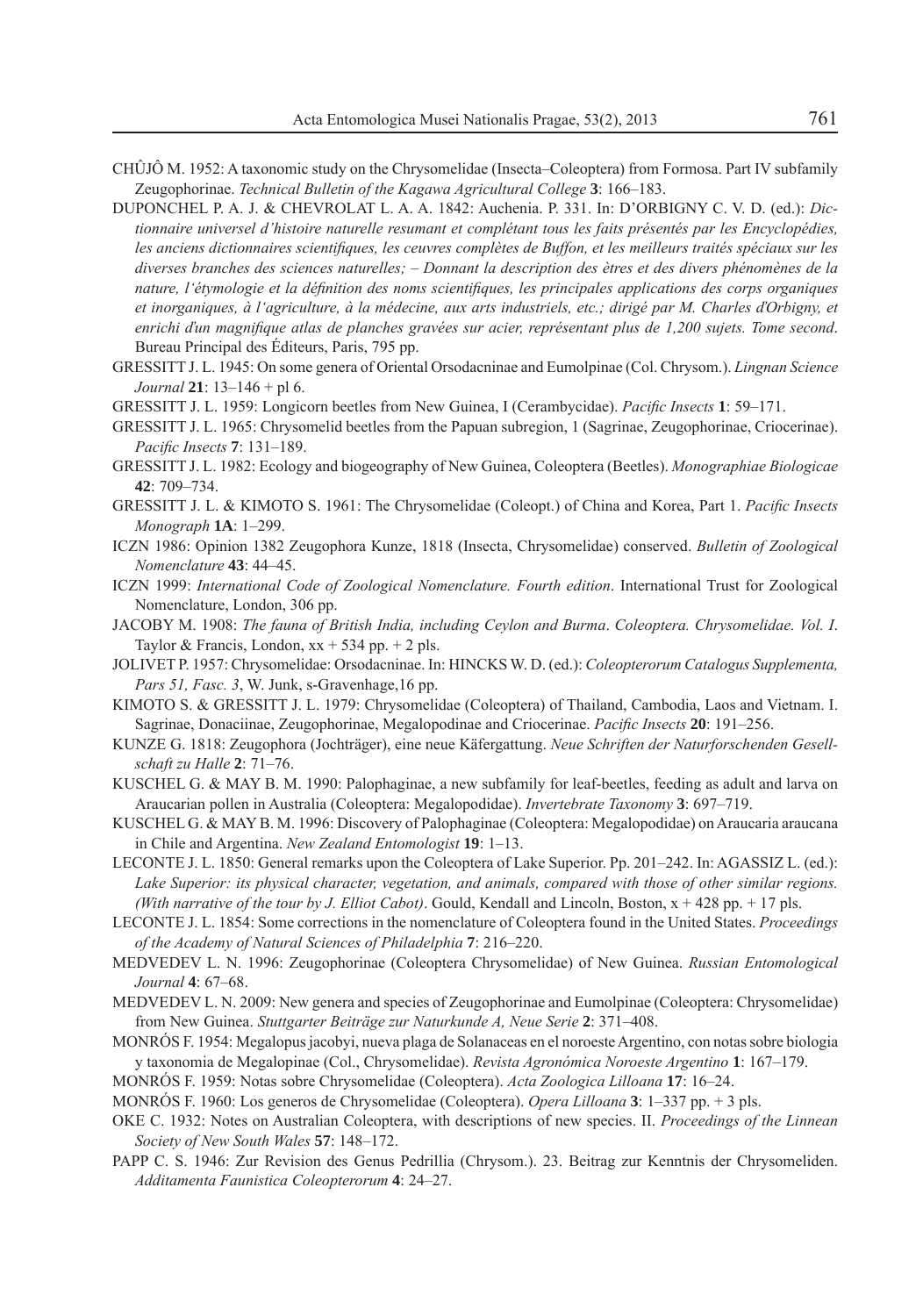CHÛJÔ M. 1952: A taxonomic study on the Chrysomelidae (Insecta–Coleoptera) from Formosa. Part IV subfamily Zeugophorinae. *Technical Bulletin of the Kagawa Agricultural College* **3**: 166–183.

DUPONCHEL P. A. J. & CHEVROLAT L. A. A. 1842: Auchenia. P. 331. In: D'ORBIGNY C. V. D. (ed.): *Dictionnaire universel d'histoire naturelle resumant et complétant tous les faits présentés par les Encyclopédies, les anciens dictionnaires scientifiques, les ceuvres complètes de Buffon, et les meilleurs traités spéciaux sur les diverses branches des sciences naturelles; – Donnant la description des ètres et des divers phénomènes de la nature, l'étymologie et la définition des noms scientifiques, les principales applications des corps organiques et inorganiques, à l'agriculture, à la médecine, aux arts industriels, etc.; dirigé par M. Charles d'Orbigny, et enrichi d'un magnifique atlas de planches gravées sur acier, représentant plus de 1,200 sujets. Tome second*. Bureau Principal des Éditeurs, Paris, 795 pp.

GRESSITT J. L. 1945: On some genera of Oriental Orsodacninae and Eumolpinae (Col. Chrysom.). *Lingnan Science Journal* **21**: 13–146 + pl 6.

GRESSITT J. L. 1959: Longicorn beetles from New Guinea, I (Cerambycidae). *Pacific Insects* **1**: 59–171.

GRESSITT J. L. 1965: Chrysomelid beetles from the Papuan subregion, 1 (Sagrinae, Zeugophorinae, Criocerinae). *Pacific Insects* **7**: 131–189.

GRESSITT J. L. 1982: Ecology and biogeography of New Guinea, Coleoptera (Beetles). *Monographiae Biologicae* **42**: 709–734.

GRESSITT J. L. & KIMOTO S. 1961: The Chrysomelidae (Coleopt.) of China and Korea, Part 1. *Pacific Insects Monograph* **1A**: 1–299.

ICZN 1986: Opinion 1382 Zeugophora Kunze, 1818 (Insecta, Chrysomelidae) conserved. *Bulletin of Zoological Nomenclature* **43**: 44–45.

ICZN 1999: *International Code of Zoological Nomenclature. Fourth edition*. International Trust for Zoological Nomenclature, London, 306 pp.

JACOBY M. 1908: *The fauna of British India, including Ceylon and Burma. Coleoptera. Chrysomelidae. Vol. I.* Taylor & Francis, London, xx + 534 pp. + 2 pls.

JOLIVET P. 1957: Chrysomelidae: Orsodacninae. In: HINCKS W. D. (ed.): *Coleopterorum Catalogus Supplementa, Pars 51, Fasc. 3*, W. Junk, s-Gravenhage,16 pp.

KIMOTO S. & GRESSITT J. L. 1979: Chrysomelidae (Coleoptera) of Thailand, Cambodia, Laos and Vietnam. I. Sagrinae, Donaciinae, Zeugophorinae, Megalopodinae and Criocerinae. *Pacific Insects* **20**: 191–256.

KUNZE G. 1818: Zeugophora (Jochträger), eine neue Käfergattung. *Neue Schriften der Naturforschenden Gesellschaft zu Halle* **2**: 71–76.

KUSCHEL G. & MAY B. M. 1990: Palophaginae, a new subfamily for leaf-beetles, feeding as adult and larva on Araucarian pollen in Australia (Coleoptera: Megalopodidae). *Invertebrate Taxonomy* **3**: 697–719.

KUSCHEL G. & MAY B. M. 1996: Discovery of Palophaginae (Coleoptera: Megalopodidae) on Araucaria araucana in Chile and Argentina. *New Zealand Entomologist* **19**: 1–13.

LECONTE J. L. 1850: General remarks upon the Coleoptera of Lake Superior. Pp. 201–242. In: AGASSIZ L. (ed.): *Lake Superior: its physical character, vegetation, and animals, compared with those of other similar regions. (With narrative of the tour by J. Elliot Cabot)*. Gould, Kendall and Lincoln, Boston, x + 428 pp. + 17 pls.

LECONTE J. L. 1854: Some corrections in the nomenclature of Coleoptera found in the United States. *Proceedings of the Academy of Natural Sciences of Philadelphia* **7**: 216–220.

MEDVEDEV L. N. 1996: Zeugophorinae (Coleoptera Chrysomelidae) of New Guinea. *Russian Entomological Journal* **4**: 67–68.

MEDVEDEV L. N. 2009: New genera and species of Zeugophorinae and Eumolpinae (Coleoptera: Chrysomelidae) from New Guinea. *Stuttgarter Beiträge zur Naturkunde A, Neue Serie* **2**: 371–408.

MONRÓS F. 1954: Megalopus jacobyi, nueva plaga de Solanaceas en el noroeste Argentino, con notas sobre biologia y taxonomia de Megalopinae (Col., Chrysomelidae). *Revista Agronómica Noroeste Argentino* **1**: 167–179.

MONRÓS F. 1959: Notas sobre Chrysomelidae (Coleoptera). *Acta Zoologica Lilloana* **17**: 16–24.

MONRÓS F. 1960: Los generos de Chrysomelidae (Coleoptera). *Opera Lilloana* **3**: 1–337 pp. + 3 pls.

OKE C. 1932: Notes on Australian Coleoptera, with descriptions of new species. II. *Proceedings of the Linnean Society of New South Wales* **57**: 148–172.

PAPP C. S. 1946: Zur Revision des Genus Pedrillia (Chrysom.). 23. Beitrag zur Kenntnis der Chrysomeliden. *Additamenta Faunistica Coleopterorum* **4**: 24–27.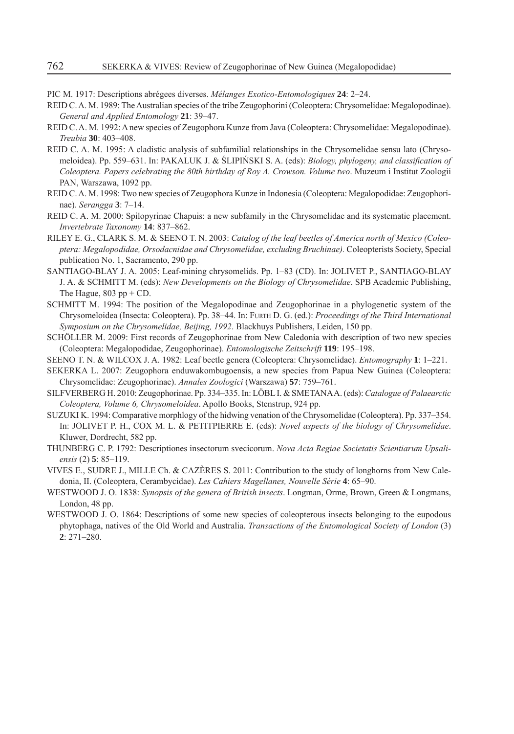PIC M. 1917: Descriptions abrégees diverses. *Mélanges Exotico-Entomologiques* **24**: 2–24.

REID C. A. M. 1989: The Australian species of the tribe Zeugophorini (Coleoptera: Chrysomelidae: Megalopodinae). *General and Applied Entomology* **21**: 39–47.

REID C. A. M. 1992: A new species of Zeugophora Kunze from Java (Coleoptera: Chrysomelidae: Megalopodinae). *Treubia* **30**: 403–408.

REID C. A. M. 1995: A cladistic analysis of subfamilial relationships in the Chrysomelidae sensu lato (Chrysomeloidea). Pp. 559–631. In: PAKALUK J. & ŚLIPIŃSKI S. A. (eds): *Biology, phylogeny, and classification of Coleoptera. Papers celebrating the 80th birthday of Roy A. Crowson. Volume two*. Muzeum i Institut Zoologii PAN, Warszawa, 1092 pp.

REID C. A. M. 1998: Two new species of Zeugophora Kunze in Indonesia (Coleoptera: Megalopodidae: Zeugophorinae). *Serangga* **3**: 7–14.

REID C. A. M. 2000: Spilopyrinae Chapuis: a new subfamily in the Chrysomelidae and its systematic placement. *Invertebrate Taxonomy* **14**: 837–862.

RILEY E. G., CLARK S. M. & SEENO T. N. 2003: *Catalog of the leaf beetles of America north of Mexico (Coleoptera: Megalopodidae, Orsodacnidae and Chrysomelidae, excluding Bruchinae).* Coleopterists Society, Special publication No. 1, Sacramento, 290 pp.

SANTIAGO-BLAY J. A. 2005: Leaf-mining chrysomelids. Pp. 1–83 (CD). In: JOLIVET P., SANTIAGO-BLAY J. A. & SCHMITT M. (eds): *New Developments on the Biology of Chrysomelidae*. SPB Academic Publishing, The Hague, 803 pp + CD.

SCHMITT M. 1994: The position of the Megalopodinae and Zeugophorinae in a phylogenetic system of the Chrysomeloidea (Insecta: Coleoptera). Pp. 38–44. In: FURTH D. G. (ed.): *Proceedings of the Third International Symposium on the Chrysomelidae, Beijing, 1992*. Blackhuys Publishers, Leiden, 150 pp.

SCHÖLLER M. 2009: First records of Zeugophorinae from New Caledonia with description of two new species (Coleoptera: Megalopodidae, Zeugophorinae). *Entomologische Zeitschrift* **119**: 195–198.

SEENO T. N. & WILCOX J. A. 1982: Leaf beetle genera (Coleoptera: Chrysomelidae). *Entomography* **1**: 1–221.

SEKERKA L. 2007: Zeugophora enduwakombugoensis, a new species from Papua New Guinea (Coleoptera: Chrysomelidae: Zeugophorinae). *Annales Zoologici* (Warszawa) **57**: 759–761.

SILFVERBERG H. 2010: Zeugophorinae. Pp. 334–335. In: LÖBL I. & SMETANA A. (eds): *Catalogue of Palaearctic Coleoptera, Volume 6, Chrysomeloidea*. Apollo Books, Stenstrup, 924 pp.

SUZUKI K. 1994: Comparative morphlogy of the hidwing venation of the Chrysomelidae (Coleoptera). Pp. 337–354. In: JOLIVET P. H., COX M. L. & PETITPIERRE E. (eds): *Novel aspects of the biology of Chrysomelidae*. Kluwer, Dordrecht, 582 pp.

THUNBERG C. P. 1792: Descriptiones insectorum svecicorum. *Nova Acta Regiae Societatis Scientiarum Upsaliensis* (2) **5**: 85–119.

VIVES E., SUDRE J., MILLE Ch. & CAZÈRES S. 2011: Contribution to the study of longhorns from New Caledonia, II. (Coleoptera, Cerambycidae). *Les Cahiers Magellanes, Nouvelle Série* **4**: 65–90.

WESTWOOD J. O. 1838: *Synopsis of the genera of British insects*. Longman, Orme, Brown, Green & Longmans, London, 48 pp.

WESTWOOD J. O. 1864: Descriptions of some new species of coleopterous insects belonging to the eupodous phytophaga, natives of the Old World and Australia. *Transactions of the Entomological Society of London* (3) **2**: 271–280.